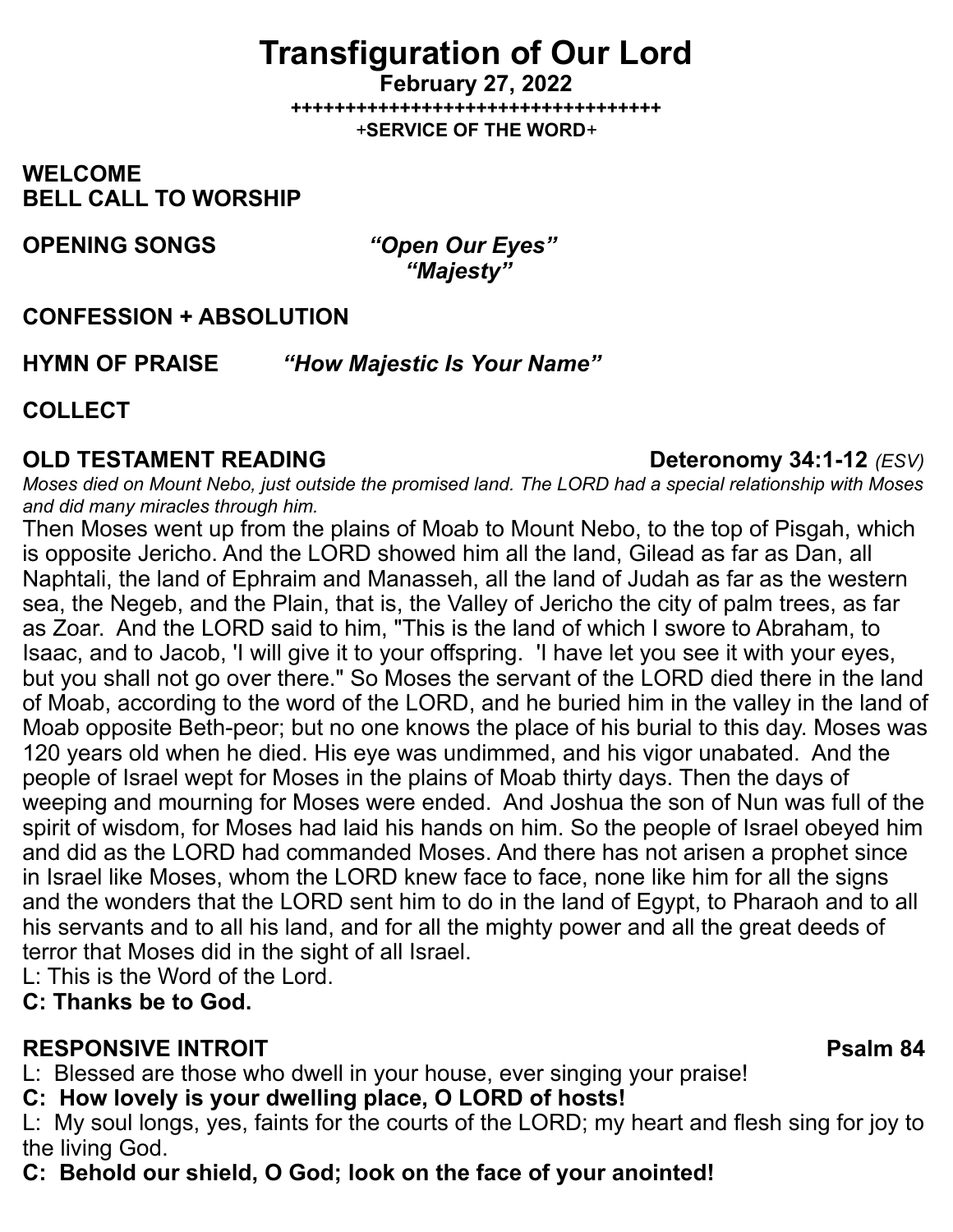# Transfiguration of Our Lord

**February 27, 2022**

**+++++++++++++++++++++++++++++++++++**

+**SERVICE OF THE WORD**+

**WELCOME**

**BELL CALL TO WORSHIP**

**OPENING SONGS** ***"Open Our Eyes"***
***"Majesty"***

**CONFESSION + ABSOLUTION**

**HYMN OF PRAISE** ***"How Majestic Is Your Name"***

**COLLECT**

**OLD TESTAMENT READING** **Deteronomy 34:1-12** *(ESV)*

*Moses died on Mount Nebo, just outside the promised land. The LORD had a special relationship with Moses and did many miracles through him.*

Then Moses went up from the plains of Moab to Mount Nebo, to the top of Pisgah, which is opposite Jericho. And the LORD showed him all the land, Gilead as far as Dan, all Naphtali, the land of Ephraim and Manasseh, all the land of Judah as far as the western sea, the Negeb, and the Plain, that is, the Valley of Jericho the city of palm trees, as far as Zoar. And the LORD said to him, "This is the land of which I swore to Abraham, to Isaac, and to Jacob, 'I will give it to your offspring. 'I have let you see it with your eyes, but you shall not go over there." So Moses the servant of the LORD died there in the land of Moab, according to the word of the LORD, and he buried him in the valley in the land of Moab opposite Beth-peor; but no one knows the place of his burial to this day. Moses was 120 years old when he died. His eye was undimmed, and his vigor unabated. And the people of Israel wept for Moses in the plains of Moab thirty days. Then the days of weeping and mourning for Moses were ended. And Joshua the son of Nun was full of the spirit of wisdom, for Moses had laid his hands on him. So the people of Israel obeyed him and did as the LORD had commanded Moses. And there has not arisen a prophet since in Israel like Moses, whom the LORD knew face to face, none like him for all the signs and the wonders that the LORD sent him to do in the land of Egypt, to Pharaoh and to all his servants and to all his land, and for all the mighty power and all the great deeds of terror that Moses did in the sight of all Israel.

L: This is the Word of the Lord.

**C: Thanks be to God.**

**RESPONSIVE INTROIT** **Psalm 84**

L: Blessed are those who dwell in your house, ever singing your praise!

**C: How lovely is your dwelling place, O LORD of hosts!**

L: My soul longs, yes, faints for the courts of the LORD; my heart and flesh sing for joy to the living God.

**C: Behold our shield, O God; look on the face of your anointed!**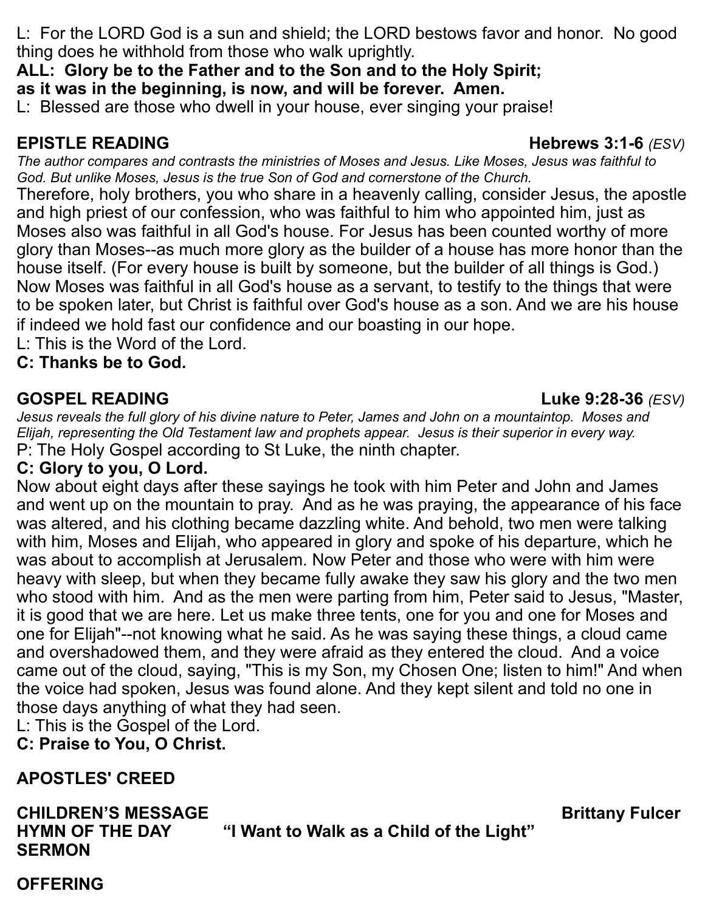L: For the LORD God is a sun and shield; the LORD bestows favor and honor. No good thing does he withhold from those who walk uprightly.

**ALL: Glory be to the Father and to the Son and to the Holy Spirit; as it was in the beginning, is now, and will be forever. Amen.**

L: Blessed are those who dwell in your house, ever singing your praise!

**EPISTLE READING** **Hebrews 3:1-6** *(ESV)*

*The author compares and contrasts the ministries of Moses and Jesus. Like Moses, Jesus was faithful to God. But unlike Moses, Jesus is the true Son of God and cornerstone of the Church.*

Therefore, holy brothers, you who share in a heavenly calling, consider Jesus, the apostle and high priest of our confession, who was faithful to him who appointed him, just as Moses also was faithful in all God's house. For Jesus has been counted worthy of more glory than Moses--as much more glory as the builder of a house has more honor than the house itself. (For every house is built by someone, but the builder of all things is God.) Now Moses was faithful in all God's house as a servant, to testify to the things that were to be spoken later, but Christ is faithful over God's house as a son. And we are his house if indeed we hold fast our confidence and our boasting in our hope.

L: This is the Word of the Lord.

**C: Thanks be to God.**

**GOSPEL READING** **Luke 9:28-36** *(ESV)*

*Jesus reveals the full glory of his divine nature to Peter, James and John on a mountaintop. Moses and Elijah, representing the Old Testament law and prophets appear. Jesus is their superior in every way.*

P: The Holy Gospel according to St Luke, the ninth chapter.

**C: Glory to you, O Lord.**

Now about eight days after these sayings he took with him Peter and John and James and went up on the mountain to pray. And as he was praying, the appearance of his face was altered, and his clothing became dazzling white. And behold, two men were talking with him, Moses and Elijah, who appeared in glory and spoke of his departure, which he was about to accomplish at Jerusalem. Now Peter and those who were with him were heavy with sleep, but when they became fully awake they saw his glory and the two men who stood with him. And as the men were parting from him, Peter said to Jesus, "Master, it is good that we are here. Let us make three tents, one for you and one for Moses and one for Elijah"--not knowing what he said. As he was saying these things, a cloud came and overshadowed them, and they were afraid as they entered the cloud. And a voice came out of the cloud, saying, "This is my Son, my Chosen One; listen to him!" And when the voice had spoken, Jesus was found alone. And they kept silent and told no one in those days anything of what they had seen.

L: This is the Gospel of the Lord.

**C: Praise to You, O Christ.**

**APOSTLES' CREED**

**CHILDREN'S MESSAGE** **Brittany Fulcer**

**HYMN OF THE DAY** **"I Want to Walk as a Child of the Light"**

**SERMON**

**OFFERING**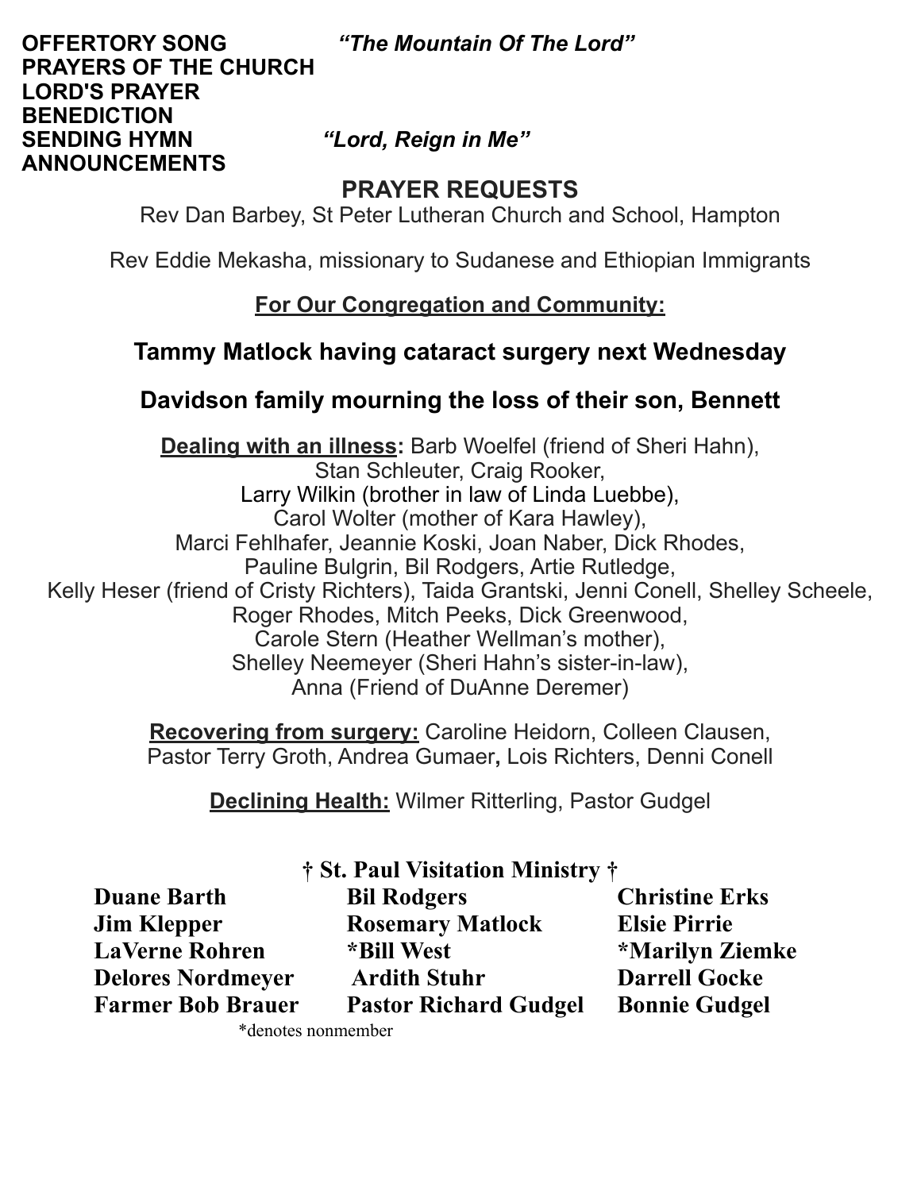**OFFERTORY SONG** *"The Mountain Of The Lord"*
**PRAYERS OF THE CHURCH**
**LORD'S PRAYER**
**BENEDICTION**
**SENDING HYMN** *"Lord, Reign in Me"*
**ANNOUNCEMENTS**

## PRAYER REQUESTS

Rev Dan Barbey, St Peter Lutheran Church and School, Hampton

Rev Eddie Mekasha, missionary to Sudanese and Ethiopian Immigrants

**For Our Congregation and Community:**

**Tammy Matlock having cataract surgery next Wednesday**

**Davidson family mourning the loss of their son, Bennett**

**Dealing with an illness:** Barb Woelfel (friend of Sheri Hahn), Stan Schleuter, Craig Rooker, Larry Wilkin (brother in law of Linda Luebbe), Carol Wolter (mother of Kara Hawley), Marci Fehlhafer, Jeannie Koski, Joan Naber, Dick Rhodes, Pauline Bulgrin, Bil Rodgers, Artie Rutledge, Kelly Heser (friend of Cristy Richters), Taida Grantski, Jenni Conell, Shelley Scheele, Roger Rhodes, Mitch Peeks, Dick Greenwood, Carole Stern (Heather Wellman's mother), Shelley Neemeyer (Sheri Hahn's sister-in-law), Anna (Friend of DuAnne Deremer)

**Recovering from surgery:** Caroline Heidorn, Colleen Clausen, Pastor Terry Groth, Andrea Gumaer, Lois Richters, Denni Conell

**Declining Health:** Wilmer Ritterling, Pastor Gudgel

### † St. Paul Visitation Ministry †

| | | |
|---|---|---|
| **Duane Barth** | **Bil Rodgers** | **Christine Erks** |
| **Jim Klepper** | **Rosemary Matlock** | **Elsie Pirrie** |
| **LaVerne Rohren** | ***Bill West** | ***Marilyn Ziemke** |
| **Delores Nordmeyer** | **Ardith Stuhr** | **Darrell Gocke** |
| **Farmer Bob Brauer** | **Pastor Richard Gudgel** | **Bonnie Gudgel** |

*denotes nonmember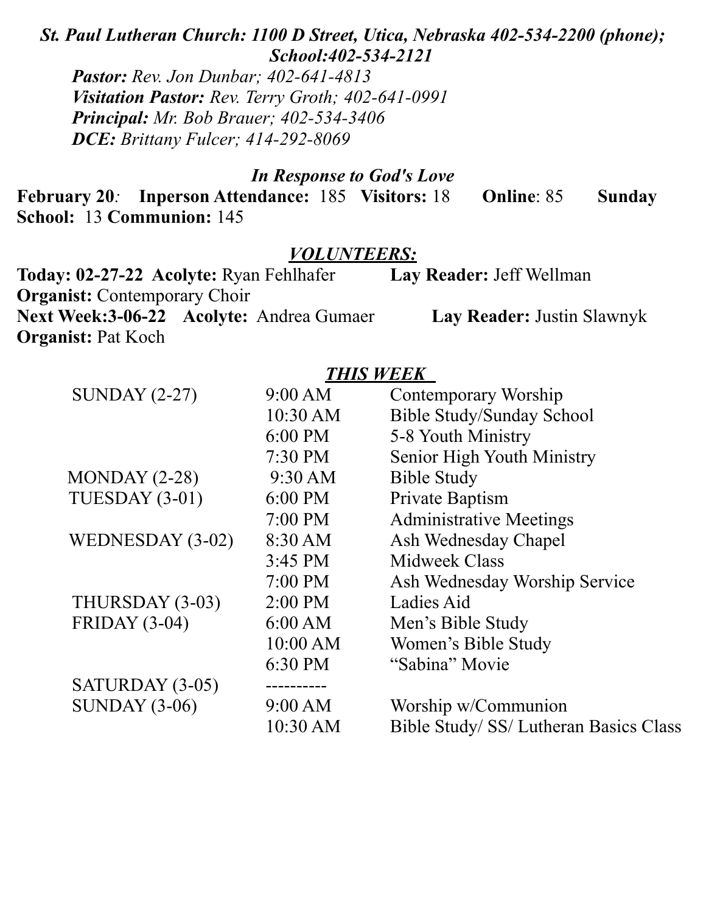***St. Paul Lutheran Church: 1100 D Street, Utica, Nebraska 402-534-2200 (phone); School:402-534-2121***

***Pastor:*** *Rev. Jon Dunbar; 402-641-4813*
***Visitation Pastor:*** *Rev. Terry Groth; 402-641-0991*
***Principal:*** *Mr. Bob Brauer; 402-534-3406*
***DCE:*** *Brittany Fulcer; 414-292-8069*

### *In Response to God's Love*

**February 20***:* **Inperson Attendance:** 185 **Visitors:** 18 **Online**: 85 **Sunday School:** 13 **Communion:** 145

### ***VOLUNTEERS:***

**Today: 02-27-22 Acolyte:** Ryan Fehlhafer **Lay Reader:** Jeff Wellman
**Organist:** Contemporary Choir
**Next Week:3-06-22 Acolyte:** Andrea Gumaer **Lay Reader:** Justin Slawnyk
**Organist:** Pat Koch

### ***THIS WEEK***

| | | |
|---|---|---|
| SUNDAY (2-27) | 9:00 AM | Contemporary Worship |
| | 10:30 AM | Bible Study/Sunday School |
| | 6:00 PM | 5-8 Youth Ministry |
| | 7:30 PM | Senior High Youth Ministry |
| MONDAY (2-28) | 9:30 AM | Bible Study |
| TUESDAY (3-01) | 6:00 PM | Private Baptism |
| | 7:00 PM | Administrative Meetings |
| WEDNESDAY (3-02) | 8:30 AM | Ash Wednesday Chapel |
| | 3:45 PM | Midweek Class |
| | 7:00 PM | Ash Wednesday Worship Service |
| THURSDAY (3-03) | 2:00 PM | Ladies Aid |
| FRIDAY (3-04) | 6:00 AM | Men's Bible Study |
| | 10:00 AM | Women's Bible Study |
| | 6:30 PM | "Sabina" Movie |
| SATURDAY (3-05) | ---------- | |
| SUNDAY (3-06) | 9:00 AM | Worship w/Communion |
| | 10:30 AM | Bible Study/ SS/ Lutheran Basics Class |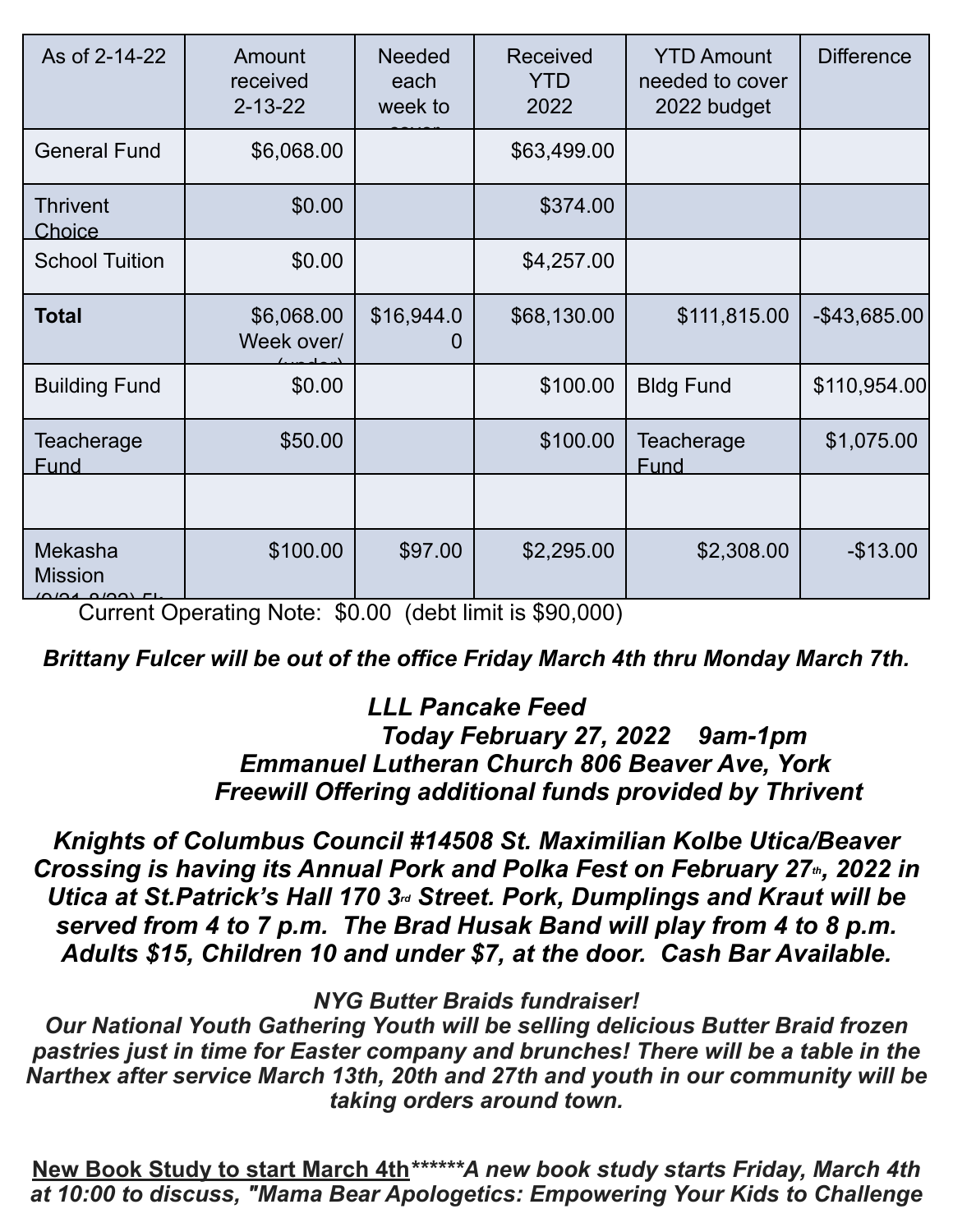| As of 2-14-22 | Amount received 2-13-22 | Needed each week to cover | Received YTD 2022 | YTD Amount needed to cover 2022 budget | Difference |
|---|---|---|---|---|---|
| General Fund | $6,068.00 | | $63,499.00 | | |
| Thrivent Choice | $0.00 | | $374.00 | | |
| School Tuition | $0.00 | | $4,257.00 | | |
| **Total** | $6,068.00 Week over/(under) | $16,944.00 | $68,130.00 | $111,815.00 | -$43,685.00 |
| Building Fund | $0.00 | | $100.00 | Bldg Fund | $110,954.00 |
| Teacherage Fund | $50.00 | | $100.00 | Teacherage Fund | $1,075.00 |
| | | | | | |
| Mekasha Mission (9/21-8/22) 5k | $100.00 | $97.00 | $2,295.00 | $2,308.00 | -$13.00 |

Current Operating Note: $0.00 (debt limit is $90,000)

***Brittany Fulcer will be out of the office Friday March 4th thru Monday March 7th.***

***LLL Pancake Feed***
***Today February 27, 2022 9am-1pm***
***Emmanuel Lutheran Church 806 Beaver Ave, York***
***Freewill Offering additional funds provided by Thrivent***

***Knights of Columbus Council #14508 St. Maximilian Kolbe Utica/Beaver Crossing is having its Annual Pork and Polka Fest on February 27th, 2022 in Utica at St.Patrick's Hall 170 3rd Street. Pork, Dumplings and Kraut will be served from 4 to 7 p.m. The Brad Husak Band will play from 4 to 8 p.m. Adults $15, Children 10 and under $7, at the door. Cash Bar Available.***

*NYG Butter Braids fundraiser!*
*Our National Youth Gathering Youth will be selling delicious Butter Braid frozen pastries just in time for Easter company and brunches! There will be a table in the Narthex after service March 13th, 20th and 27th and youth in our community will be taking orders around town.*

***<u>New Book Study to start March 4th</u>\*\*\*\*\*\*A new book study starts Friday, March 4th at 10:00 to discuss, "Mama Bear Apologetics: Empowering Your Kids to Challenge***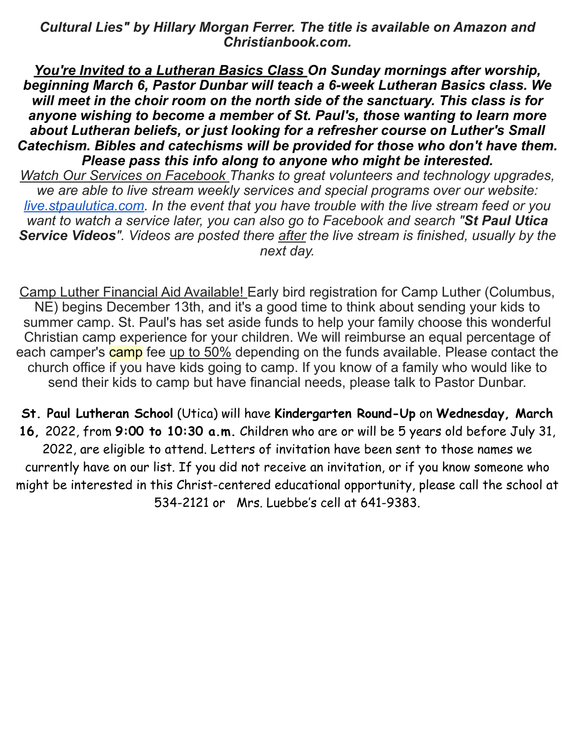***Cultural Lies" by Hillary Morgan Ferrer. The title is available on Amazon and Christianbook.com.***

***You're Invited to a Lutheran Basics Class** On Sunday mornings after worship, beginning March 6, Pastor Dunbar will teach a 6-week Lutheran Basics class. We will meet in the choir room on the north side of the sanctuary. This class is for anyone wishing to become a member of St. Paul's, those wanting to learn more about Lutheran beliefs, or just looking for a refresher course on Luther's Small Catechism. Bibles and catechisms will be provided for those who don't have them. Please pass this info along to anyone who might be interested.*

*Watch Our Services on Facebook Thanks to great volunteers and technology upgrades, we are able to live stream weekly services and special programs over our website: live.stpaulutica.com. In the event that you have trouble with the live stream feed or you want to watch a service later, you can also go to Facebook and search "**St Paul Utica Service Videos**". Videos are posted there after the live stream is finished, usually by the next day.*

Camp Luther Financial Aid Available! Early bird registration for Camp Luther (Columbus, NE) begins December 13th, and it's a good time to think about sending your kids to summer camp. St. Paul's has set aside funds to help your family choose this wonderful Christian camp experience for your children. We will reimburse an equal percentage of each camper's camp fee up to 50% depending on the funds available. Please contact the church office if you have kids going to camp. If you know of a family who would like to send their kids to camp but have financial needs, please talk to Pastor Dunbar.

**St. Paul Lutheran School** (Utica) will have **Kindergarten Round-Up** on **Wednesday, March 16,** 2022, from **9:00 to 10:30 a.m.** Children who are or will be 5 years old before July 31, 2022, are eligible to attend. Letters of invitation have been sent to those names we currently have on our list. If you did not receive an invitation, or if you know someone who might be interested in this Christ-centered educational opportunity, please call the school at 534-2121 or Mrs. Luebbe's cell at 641-9383.